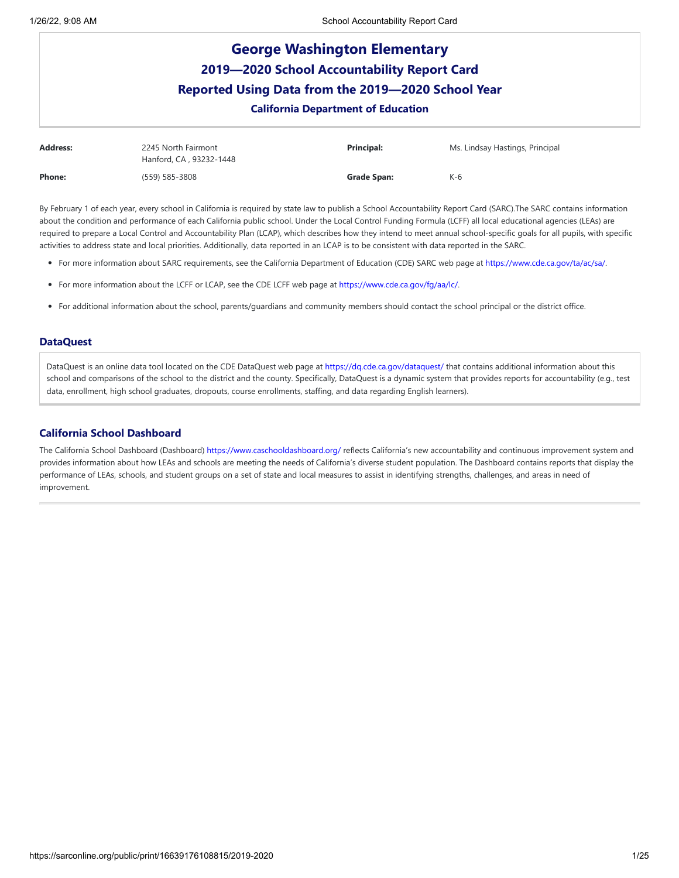# George Washington Elementary

## 2019—2020 School Accountability Report Card

## Reported Using Data from the 2019—2020 School Year

### California Department of Education

| | | | |
|---|---|---|---|
| **Address:** | 2245 North Fairmont<br>Hanford, CA , 93232-1448 | **Principal:** | Ms. Lindsay Hastings, Principal |
| **Phone:** | (559) 585-3808 | **Grade Span:** | K-6 |

By February 1 of each year, every school in California is required by state law to publish a School Accountability Report Card (SARC).The SARC contains information about the condition and performance of each California public school. Under the Local Control Funding Formula (LCFF) all local educational agencies (LEAs) are required to prepare a Local Control and Accountability Plan (LCAP), which describes how they intend to meet annual school-specific goals for all pupils, with specific activities to address state and local priorities. Additionally, data reported in an LCAP is to be consistent with data reported in the SARC.

- For more information about SARC requirements, see the California Department of Education (CDE) SARC web page at https://www.cde.ca.gov/ta/ac/sa/.
- For more information about the LCFF or LCAP, see the CDE LCFF web page at https://www.cde.ca.gov/fg/aa/lc/.
- For additional information about the school, parents/guardians and community members should contact the school principal or the district office.

### DataQuest

DataQuest is an online data tool located on the CDE DataQuest web page at https://dq.cde.ca.gov/dataquest/ that contains additional information about this school and comparisons of the school to the district and the county. Specifically, DataQuest is a dynamic system that provides reports for accountability (e.g., test data, enrollment, high school graduates, dropouts, course enrollments, staffing, and data regarding English learners).

### California School Dashboard

The California School Dashboard (Dashboard) https://www.caschooldashboard.org/ reflects California's new accountability and continuous improvement system and provides information about how LEAs and schools are meeting the needs of California's diverse student population. The Dashboard contains reports that display the performance of LEAs, schools, and student groups on a set of state and local measures to assist in identifying strengths, challenges, and areas in need of improvement.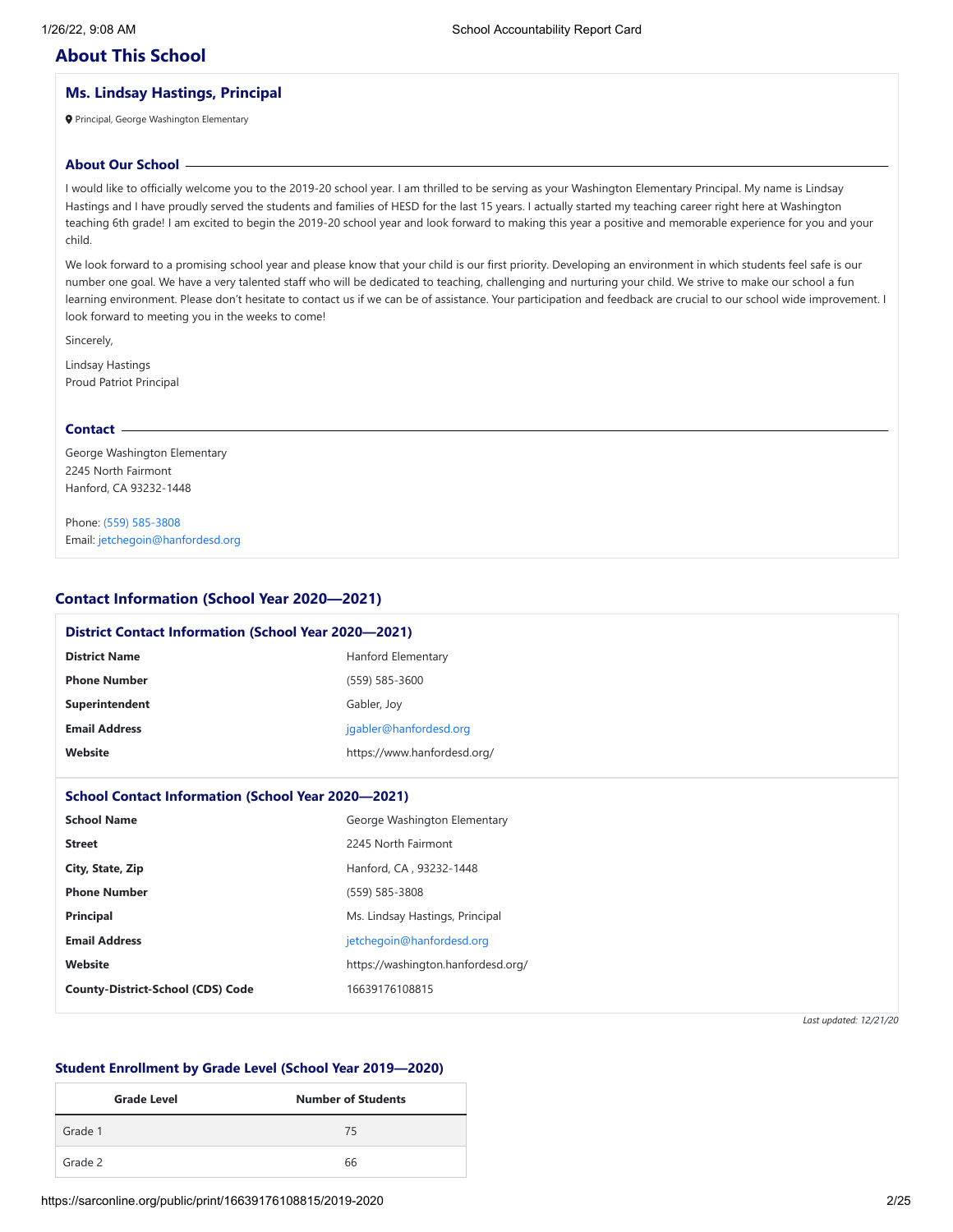## About This School

### Ms. Lindsay Hastings, Principal

Principal, George Washington Elementary

#### About Our School

I would like to officially welcome you to the 2019-20 school year. I am thrilled to be serving as your Washington Elementary Principal. My name is Lindsay Hastings and I have proudly served the students and families of HESD for the last 15 years. I actually started my teaching career right here at Washington teaching 6th grade! I am excited to begin the 2019-20 school year and look forward to making this year a positive and memorable experience for you and your child.

We look forward to a promising school year and please know that your child is our first priority. Developing an environment in which students feel safe is our number one goal. We have a very talented staff who will be dedicated to teaching, challenging and nurturing your child. We strive to make our school a fun learning environment. Please don't hesitate to contact us if we can be of assistance. Your participation and feedback are crucial to our school wide improvement. I look forward to meeting you in the weeks to come!

Sincerely,

Lindsay Hastings
Proud Patriot Principal

#### Contact

George Washington Elementary
2245 North Fairmont
Hanford, CA 93232-1448

Phone: (559) 585-3808
Email: jetchegoin@hanfordesd.org

## Contact Information (School Year 2020—2021)

### District Contact Information (School Year 2020—2021)

| District Contact Information | |
|---|---|
| **District Name** | Hanford Elementary |
| **Phone Number** | (559) 585-3600 |
| **Superintendent** | Gabler, Joy |
| **Email Address** | jgabler@hanfordesd.org |
| **Website** | https://www.hanfordesd.org/ |

### School Contact Information (School Year 2020—2021)

| School Contact Information | |
|---|---|
| **School Name** | George Washington Elementary |
| **Street** | 2245 North Fairmont |
| **City, State, Zip** | Hanford, CA , 93232-1448 |
| **Phone Number** | (559) 585-3808 |
| **Principal** | Ms. Lindsay Hastings, Principal |
| **Email Address** | jetchegoin@hanfordesd.org |
| **Website** | https://washington.hanfordesd.org/ |
| **County-District-School (CDS) Code** | 16639176108815 |

*Last updated: 12/21/20*

## Student Enrollment by Grade Level (School Year 2019—2020)

| Grade Level | Number of Students |
|---|---|
| Grade 1 | 75 |
| Grade 2 | 66 |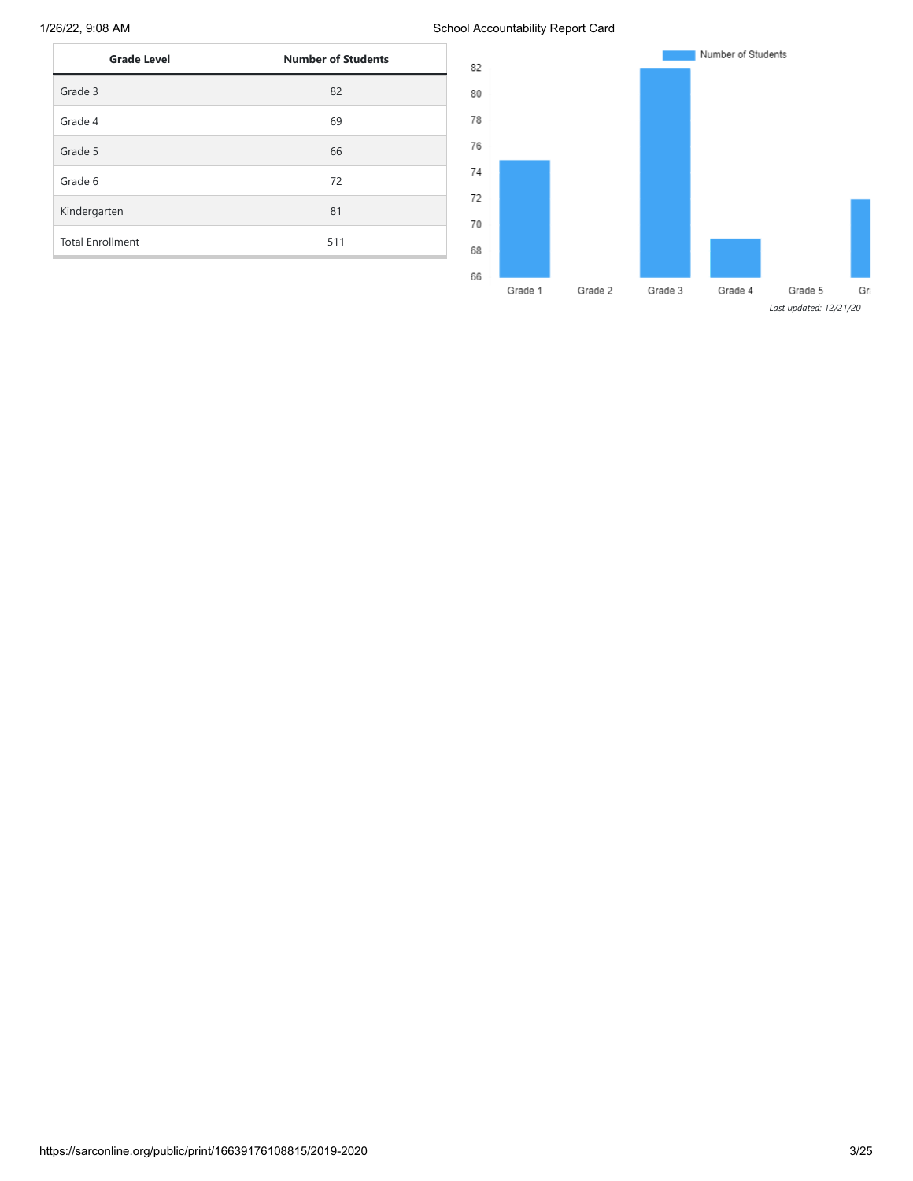| Grade Level | Number of Students |
| --- | --- |
| Grade 3 | 82 |
| Grade 4 | 69 |
| Grade 5 | 66 |
| Grade 6 | 72 |
| Kindergarten | 81 |
| Total Enrollment | 511 |

*Last updated: 12/21/20*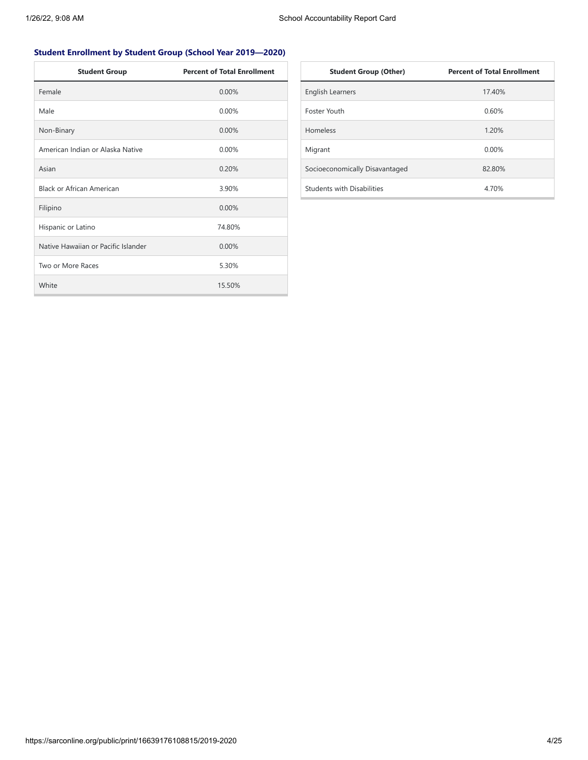### Student Enrollment by Student Group (School Year 2019—2020)

| Student Group | Percent of Total Enrollment |
| --- | --- |
| Female | 0.00% |
| Male | 0.00% |
| Non-Binary | 0.00% |
| American Indian or Alaska Native | 0.00% |
| Asian | 0.20% |
| Black or African American | 3.90% |
| Filipino | 0.00% |
| Hispanic or Latino | 74.80% |
| Native Hawaiian or Pacific Islander | 0.00% |
| Two or More Races | 5.30% |
| White | 15.50% |

| Student Group (Other) | Percent of Total Enrollment |
| --- | --- |
| English Learners | 17.40% |
| Foster Youth | 0.60% |
| Homeless | 1.20% |
| Migrant | 0.00% |
| Socioeconomically Disavantaged | 82.80% |
| Students with Disabilities | 4.70% |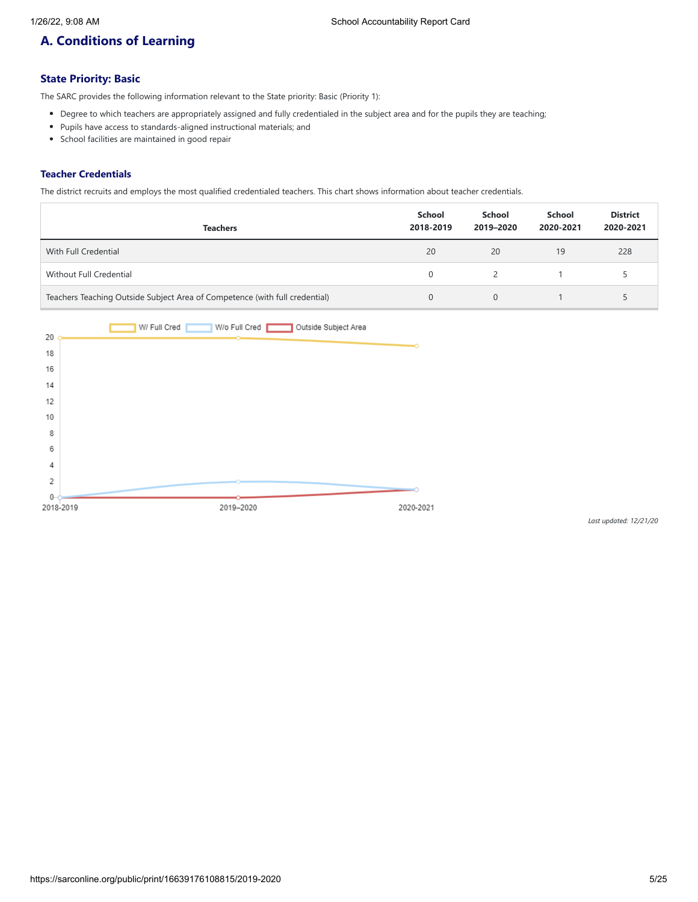## A. Conditions of Learning

### State Priority: Basic

The SARC provides the following information relevant to the State priority: Basic (Priority 1):

- Degree to which teachers are appropriately assigned and fully credentialed in the subject area and for the pupils they are teaching;
- Pupils have access to standards-aligned instructional materials; and
- School facilities are maintained in good repair

#### Teacher Credentials

The district recruits and employs the most qualified credentialed teachers. This chart shows information about teacher credentials.

| Teachers | School 2018-2019 | School 2019–2020 | School 2020-2021 | District 2020-2021 |
|---|---|---|---|---|
| With Full Credential | 20 | 20 | 19 | 228 |
| Without Full Credential | 0 | 2 | 1 | 5 |
| Teachers Teaching Outside Subject Area of Competence (with full credential) | 0 | 0 | 1 | 5 |

*Last updated: 12/21/20*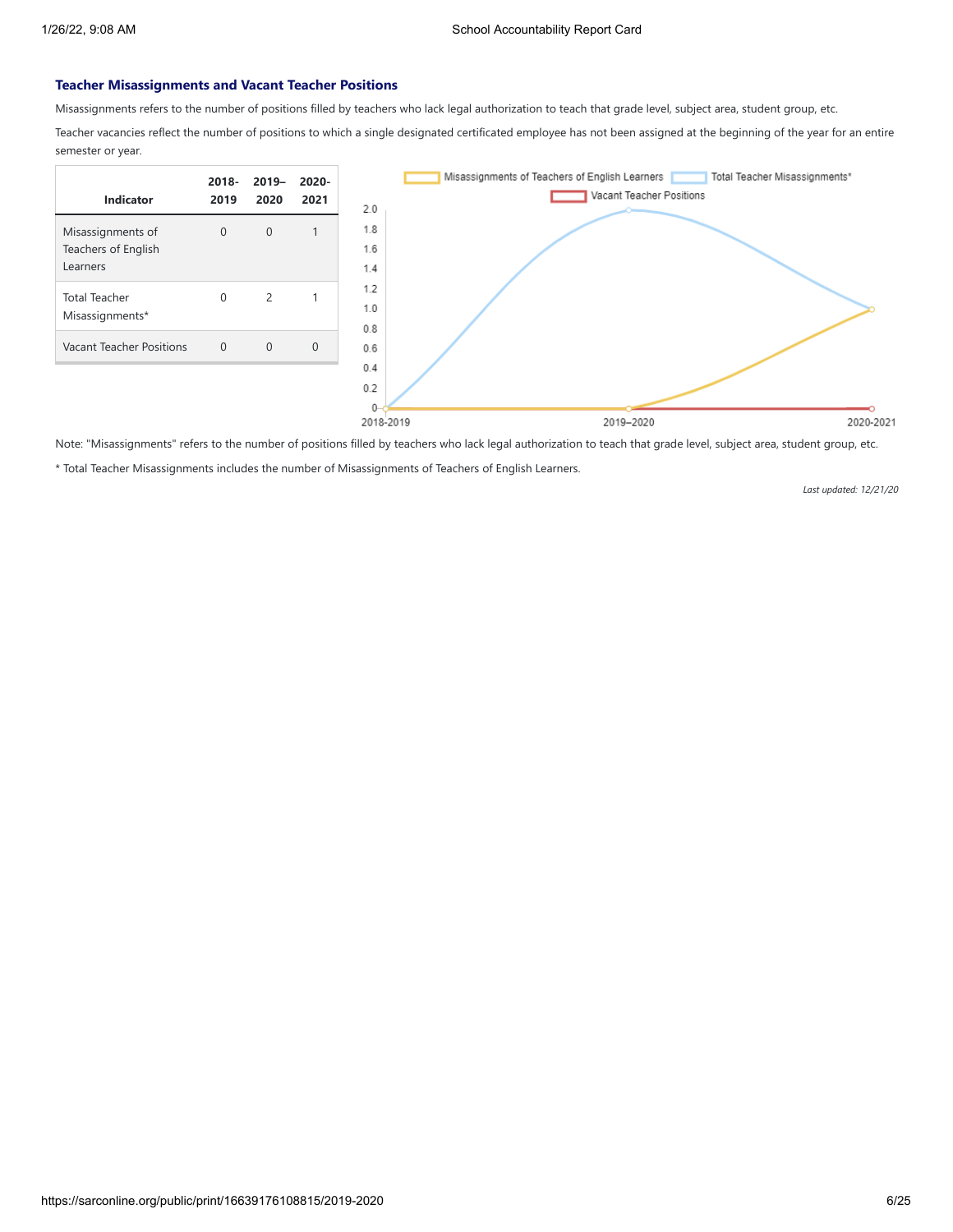### Teacher Misassignments and Vacant Teacher Positions

Misassignments refers to the number of positions filled by teachers who lack legal authorization to teach that grade level, subject area, student group, etc.

Teacher vacancies reflect the number of positions to which a single designated certificated employee has not been assigned at the beginning of the year for an entire semester or year.

| Indicator | 2018-2019 | 2019–2020 | 2020-2021 |
| --- | --- | --- | --- |
| Misassignments of Teachers of English Learners | 0 | 0 | 1 |
| Total Teacher Misassignments* | 0 | 2 | 1 |
| Vacant Teacher Positions | 0 | 0 | 0 |

Note: "Misassignments" refers to the number of positions filled by teachers who lack legal authorization to teach that grade level, subject area, student group, etc.

* Total Teacher Misassignments includes the number of Misassignments of Teachers of English Learners.

*Last updated: 12/21/20*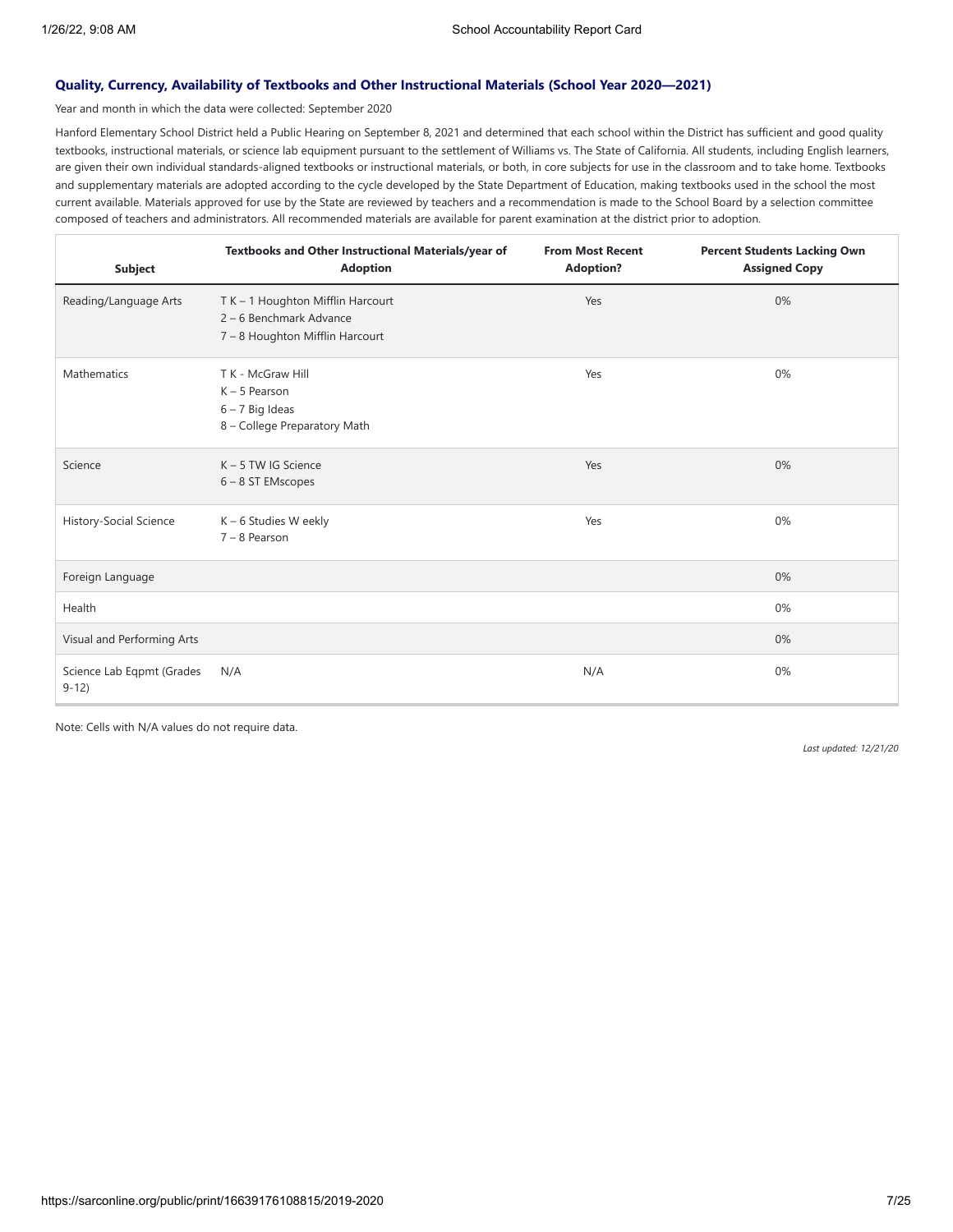### Quality, Currency, Availability of Textbooks and Other Instructional Materials (School Year 2020—2021)

Year and month in which the data were collected: September 2020

Hanford Elementary School District held a Public Hearing on September 8, 2021 and determined that each school within the District has sufficient and good quality textbooks, instructional materials, or science lab equipment pursuant to the settlement of Williams vs. The State of California. All students, including English learners, are given their own individual standards-aligned textbooks or instructional materials, or both, in core subjects for use in the classroom and to take home. Textbooks and supplementary materials are adopted according to the cycle developed by the State Department of Education, making textbooks used in the school the most current available. Materials approved for use by the State are reviewed by teachers and a recommendation is made to the School Board by a selection committee composed of teachers and administrators. All recommended materials are available for parent examination at the district prior to adoption.

| Subject | Textbooks and Other Instructional Materials/year of Adoption | From Most Recent Adoption? | Percent Students Lacking Own Assigned Copy |
|---|---|---|---|
| Reading/Language Arts | T K – 1 Houghton Mifflin Harcourt<br>2 – 6 Benchmark Advance<br>7 – 8 Houghton Mifflin Harcourt | Yes | 0% |
| Mathematics | T K - McGraw Hill<br>K – 5 Pearson<br>6 – 7 Big Ideas<br>8 – College Preparatory Math | Yes | 0% |
| Science | K – 5 TW IG Science<br>6 – 8 ST EMscopes | Yes | 0% |
| History-Social Science | K – 6 Studies W eekly<br>7 – 8 Pearson | Yes | 0% |
| Foreign Language | | | 0% |
| Health | | | 0% |
| Visual and Performing Arts | | | 0% |
| Science Lab Eqpmt (Grades 9-12) | N/A | N/A | 0% |

Note: Cells with N/A values do not require data.

*Last updated: 12/21/20*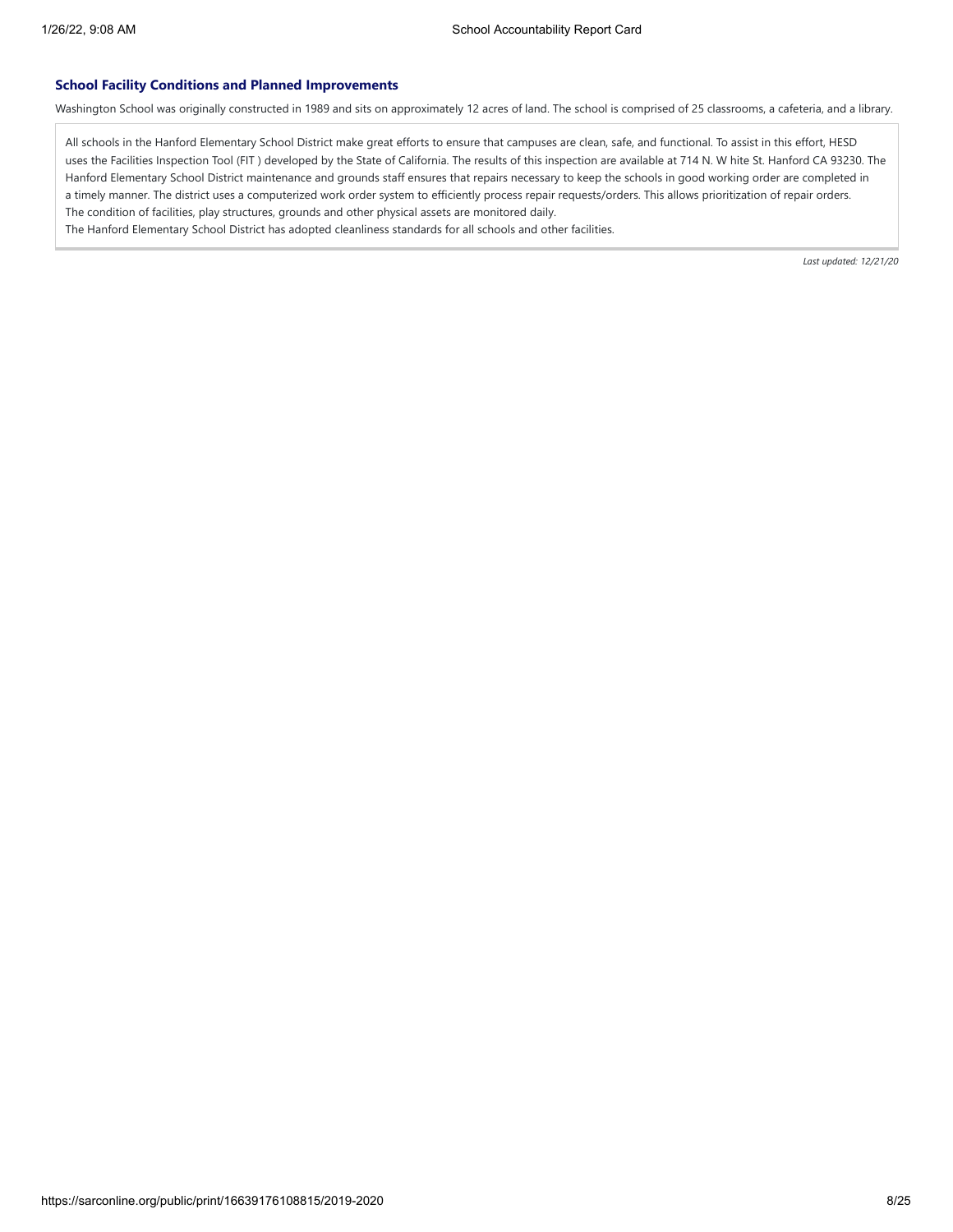## School Facility Conditions and Planned Improvements

Washington School was originally constructed in 1989 and sits on approximately 12 acres of land. The school is comprised of 25 classrooms, a cafeteria, and a library.

All schools in the Hanford Elementary School District make great efforts to ensure that campuses are clean, safe, and functional. To assist in this effort, HESD uses the Facilities Inspection Tool (FIT ) developed by the State of California. The results of this inspection are available at 714 N. W hite St. Hanford CA 93230. The Hanford Elementary School District maintenance and grounds staff ensures that repairs necessary to keep the schools in good working order are completed in a timely manner. The district uses a computerized work order system to efficiently process repair requests/orders. This allows prioritization of repair orders.
The condition of facilities, play structures, grounds and other physical assets are monitored daily.
The Hanford Elementary School District has adopted cleanliness standards for all schools and other facilities.

*Last updated: 12/21/20*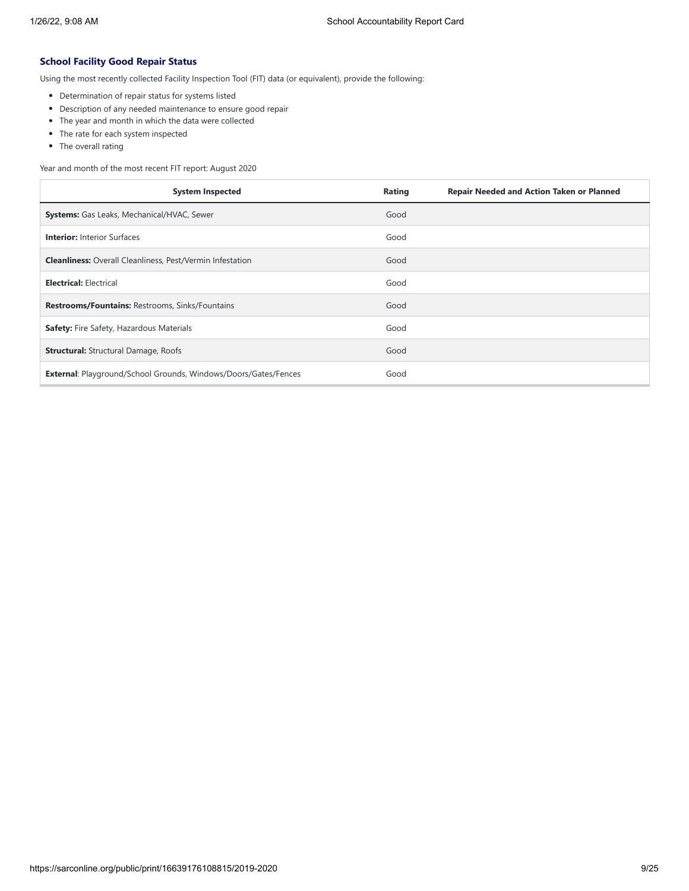### School Facility Good Repair Status

Using the most recently collected Facility Inspection Tool (FIT) data (or equivalent), provide the following:

- Determination of repair status for systems listed
- Description of any needed maintenance to ensure good repair
- The year and month in which the data were collected
- The rate for each system inspected
- The overall rating

Year and month of the most recent FIT report: August 2020

| System Inspected | Rating | Repair Needed and Action Taken or Planned |
|---|---|---|
| **Systems:** Gas Leaks, Mechanical/HVAC, Sewer | Good | |
| **Interior:** Interior Surfaces | Good | |
| **Cleanliness:** Overall Cleanliness, Pest/Vermin Infestation | Good | |
| **Electrical:** Electrical | Good | |
| **Restrooms/Fountains:** Restrooms, Sinks/Fountains | Good | |
| **Safety:** Fire Safety, Hazardous Materials | Good | |
| **Structural:** Structural Damage, Roofs | Good | |
| **External**: Playground/School Grounds, Windows/Doors/Gates/Fences | Good | |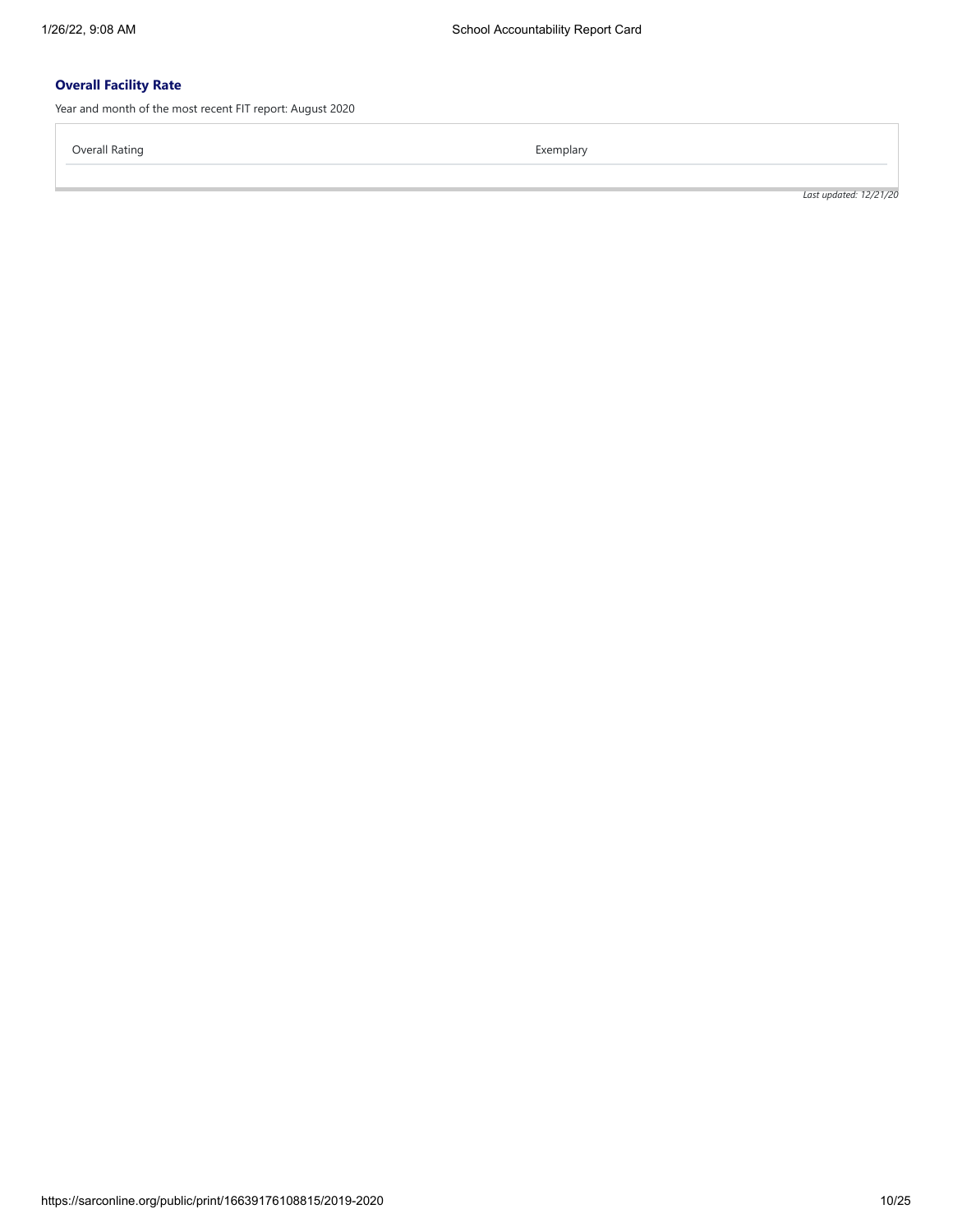### Overall Facility Rate

Year and month of the most recent FIT report: August 2020

| Overall Rating | Exemplary |
| --- | --- |

*Last updated: 12/21/20*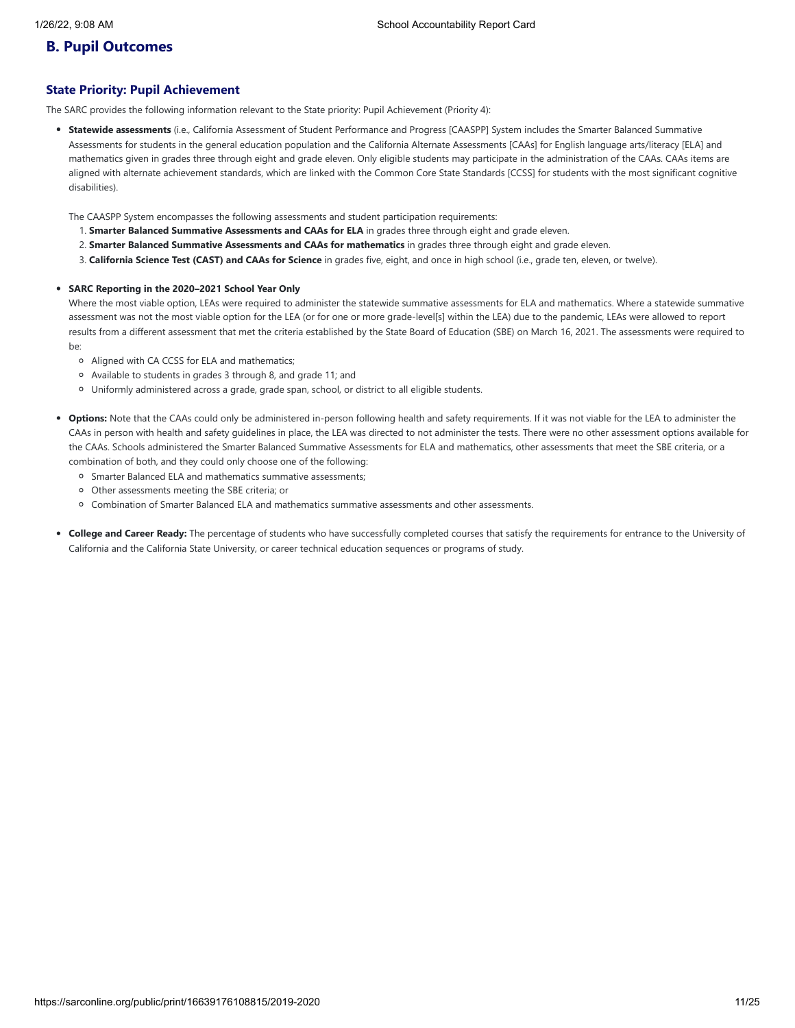## B. Pupil Outcomes

### State Priority: Pupil Achievement

The SARC provides the following information relevant to the State priority: Pupil Achievement (Priority 4):

- **Statewide assessments** (i.e., California Assessment of Student Performance and Progress [CAASPP] System includes the Smarter Balanced Summative Assessments for students in the general education population and the California Alternate Assessments [CAAs] for English language arts/literacy [ELA] and mathematics given in grades three through eight and grade eleven. Only eligible students may participate in the administration of the CAAs. CAAs items are aligned with alternate achievement standards, which are linked with the Common Core State Standards [CCSS] for students with the most significant cognitive disabilities).

  The CAASPP System encompasses the following assessments and student participation requirements:

  1. **Smarter Balanced Summative Assessments and CAAs for ELA** in grades three through eight and grade eleven.
  2. **Smarter Balanced Summative Assessments and CAAs for mathematics** in grades three through eight and grade eleven.
  3. **California Science Test (CAST) and CAAs for Science** in grades five, eight, and once in high school (i.e., grade ten, eleven, or twelve).

- **SARC Reporting in the 2020–2021 School Year Only**

  Where the most viable option, LEAs were required to administer the statewide summative assessments for ELA and mathematics. Where a statewide summative assessment was not the most viable option for the LEA (or for one or more grade-level[s] within the LEA) due to the pandemic, LEAs were allowed to report results from a different assessment that met the criteria established by the State Board of Education (SBE) on March 16, 2021. The assessments were required to be:

  - Aligned with CA CCSS for ELA and mathematics;
  - Available to students in grades 3 through 8, and grade 11; and
  - Uniformly administered across a grade, grade span, school, or district to all eligible students.

- **Options:** Note that the CAAs could only be administered in-person following health and safety requirements. If it was not viable for the LEA to administer the CAAs in person with health and safety guidelines in place, the LEA was directed to not administer the tests. There were no other assessment options available for the CAAs. Schools administered the Smarter Balanced Summative Assessments for ELA and mathematics, other assessments that meet the SBE criteria, or a combination of both, and they could only choose one of the following:

  - Smarter Balanced ELA and mathematics summative assessments;
  - Other assessments meeting the SBE criteria; or
  - Combination of Smarter Balanced ELA and mathematics summative assessments and other assessments.

- **College and Career Ready:** The percentage of students who have successfully completed courses that satisfy the requirements for entrance to the University of California and the California State University, or career technical education sequences or programs of study.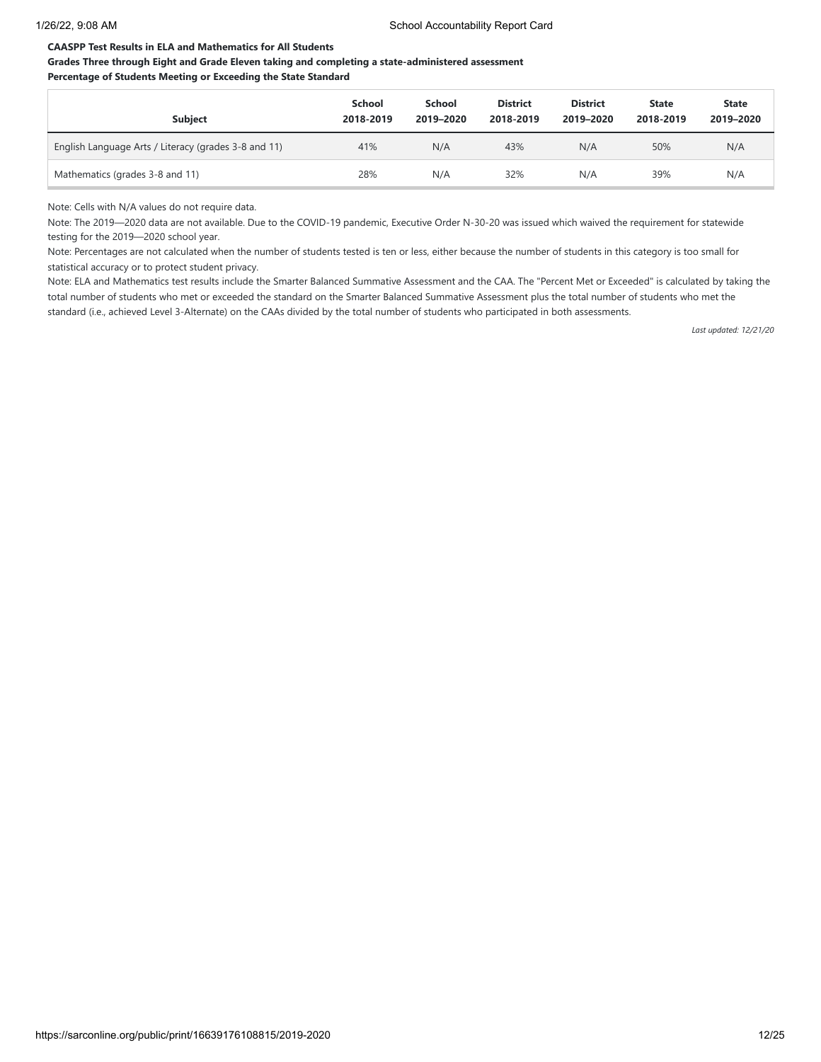**CAASPP Test Results in ELA and Mathematics for All Students**

**Grades Three through Eight and Grade Eleven taking and completing a state-administered assessment**

**Percentage of Students Meeting or Exceeding the State Standard**

| Subject | School 2018-2019 | School 2019–2020 | District 2018-2019 | District 2019–2020 | State 2018-2019 | State 2019–2020 |
|---|---|---|---|---|---|---|
| English Language Arts / Literacy (grades 3-8 and 11) | 41% | N/A | 43% | N/A | 50% | N/A |
| Mathematics (grades 3-8 and 11) | 28% | N/A | 32% | N/A | 39% | N/A |

Note: Cells with N/A values do not require data.

Note: The 2019—2020 data are not available. Due to the COVID-19 pandemic, Executive Order N-30-20 was issued which waived the requirement for statewide testing for the 2019—2020 school year.

Note: Percentages are not calculated when the number of students tested is ten or less, either because the number of students in this category is too small for statistical accuracy or to protect student privacy.

Note: ELA and Mathematics test results include the Smarter Balanced Summative Assessment and the CAA. The "Percent Met or Exceeded" is calculated by taking the total number of students who met or exceeded the standard on the Smarter Balanced Summative Assessment plus the total number of students who met the standard (i.e., achieved Level 3-Alternate) on the CAAs divided by the total number of students who participated in both assessments.

*Last updated: 12/21/20*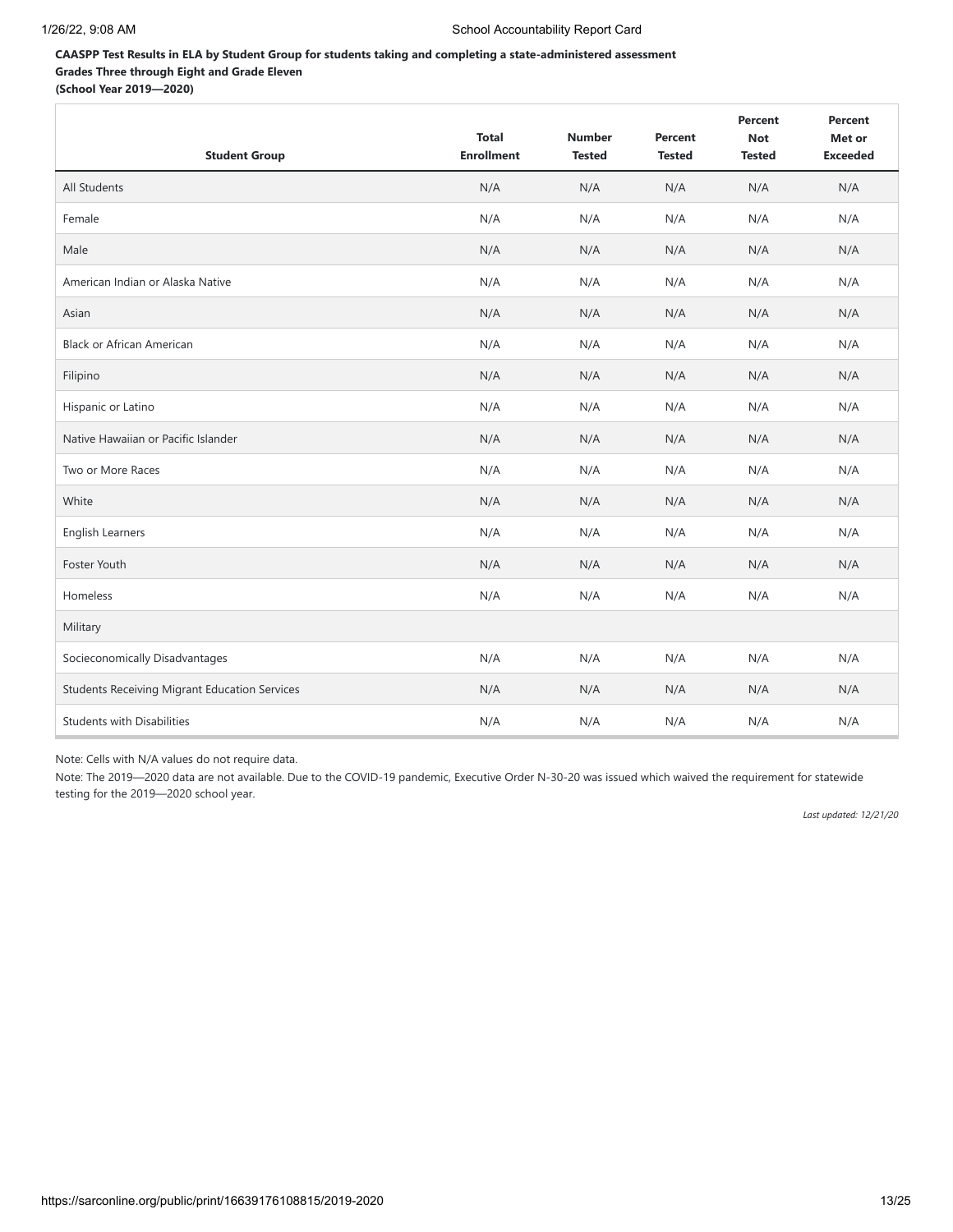**CAASPP Test Results in ELA by Student Group for students taking and completing a state-administered assessment**
**Grades Three through Eight and Grade Eleven**
**(School Year 2019—2020)**

| Student Group | Total Enrollment | Number Tested | Percent Tested | Percent Not Tested | Percent Met or Exceeded |
|---|---|---|---|---|---|
| All Students | N/A | N/A | N/A | N/A | N/A |
| Female | N/A | N/A | N/A | N/A | N/A |
| Male | N/A | N/A | N/A | N/A | N/A |
| American Indian or Alaska Native | N/A | N/A | N/A | N/A | N/A |
| Asian | N/A | N/A | N/A | N/A | N/A |
| Black or African American | N/A | N/A | N/A | N/A | N/A |
| Filipino | N/A | N/A | N/A | N/A | N/A |
| Hispanic or Latino | N/A | N/A | N/A | N/A | N/A |
| Native Hawaiian or Pacific Islander | N/A | N/A | N/A | N/A | N/A |
| Two or More Races | N/A | N/A | N/A | N/A | N/A |
| White | N/A | N/A | N/A | N/A | N/A |
| English Learners | N/A | N/A | N/A | N/A | N/A |
| Foster Youth | N/A | N/A | N/A | N/A | N/A |
| Homeless | N/A | N/A | N/A | N/A | N/A |
| Military | | | | | |
| Socieconomically Disadvantages | N/A | N/A | N/A | N/A | N/A |
| Students Receiving Migrant Education Services | N/A | N/A | N/A | N/A | N/A |
| Students with Disabilities | N/A | N/A | N/A | N/A | N/A |

Note: Cells with N/A values do not require data.

Note: The 2019—2020 data are not available. Due to the COVID-19 pandemic, Executive Order N-30-20 was issued which waived the requirement for statewide testing for the 2019—2020 school year.

*Last updated: 12/21/20*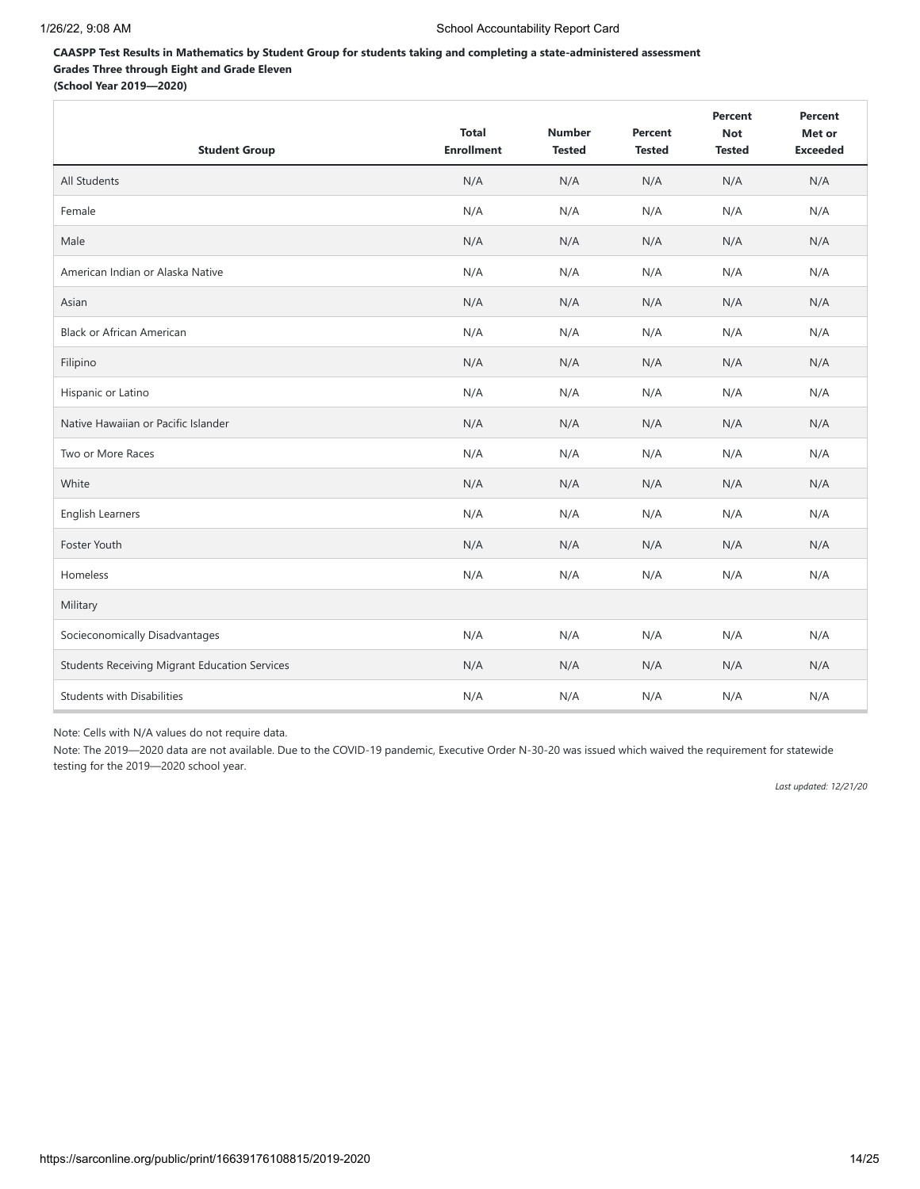**CAASPP Test Results in Mathematics by Student Group for students taking and completing a state-administered assessment**
**Grades Three through Eight and Grade Eleven**
**(School Year 2019—2020)**

| Student Group | Total Enrollment | Number Tested | Percent Tested | Percent Not Tested | Percent Met or Exceeded |
| --- | --- | --- | --- | --- | --- |
| All Students | N/A | N/A | N/A | N/A | N/A |
| Female | N/A | N/A | N/A | N/A | N/A |
| Male | N/A | N/A | N/A | N/A | N/A |
| American Indian or Alaska Native | N/A | N/A | N/A | N/A | N/A |
| Asian | N/A | N/A | N/A | N/A | N/A |
| Black or African American | N/A | N/A | N/A | N/A | N/A |
| Filipino | N/A | N/A | N/A | N/A | N/A |
| Hispanic or Latino | N/A | N/A | N/A | N/A | N/A |
| Native Hawaiian or Pacific Islander | N/A | N/A | N/A | N/A | N/A |
| Two or More Races | N/A | N/A | N/A | N/A | N/A |
| White | N/A | N/A | N/A | N/A | N/A |
| English Learners | N/A | N/A | N/A | N/A | N/A |
| Foster Youth | N/A | N/A | N/A | N/A | N/A |
| Homeless | N/A | N/A | N/A | N/A | N/A |
| Military | | | | | |
| Socieconomically Disadvantages | N/A | N/A | N/A | N/A | N/A |
| Students Receiving Migrant Education Services | N/A | N/A | N/A | N/A | N/A |
| Students with Disabilities | N/A | N/A | N/A | N/A | N/A |

Note: Cells with N/A values do not require data.

Note: The 2019—2020 data are not available. Due to the COVID-19 pandemic, Executive Order N-30-20 was issued which waived the requirement for statewide testing for the 2019—2020 school year.

*Last updated: 12/21/20*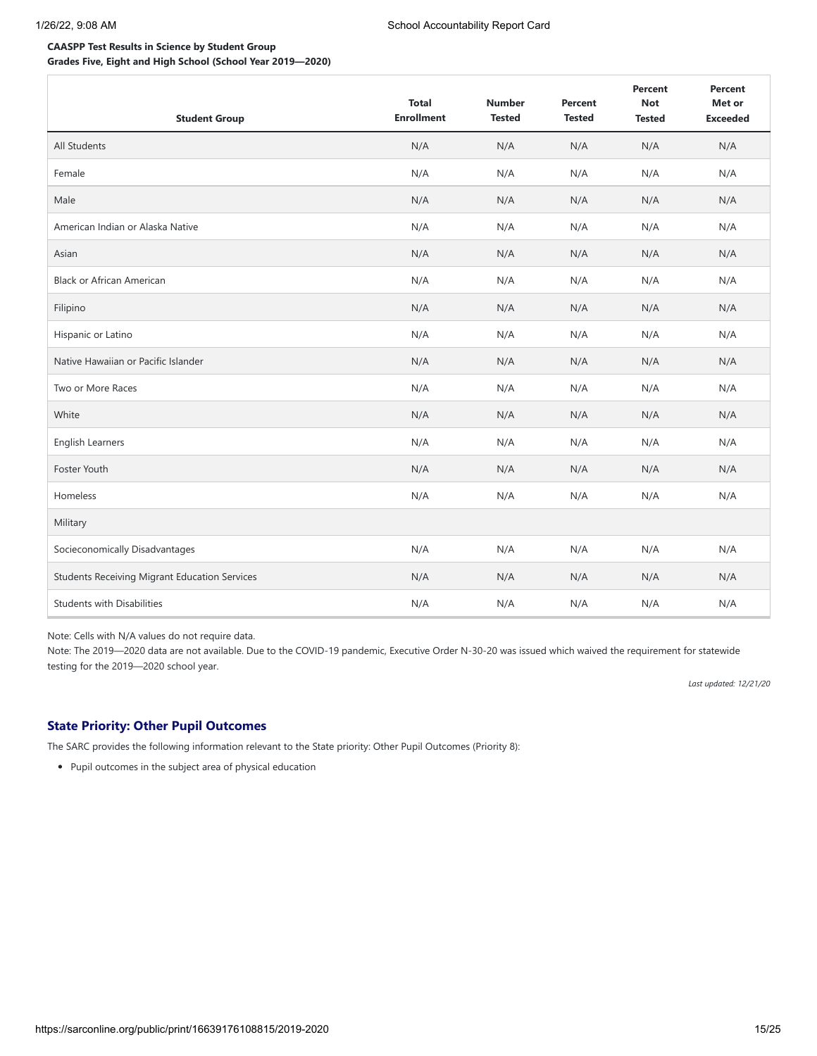**CAASPP Test Results in Science by Student Group**
**Grades Five, Eight and High School (School Year 2019—2020)**

| Student Group | Total Enrollment | Number Tested | Percent Tested | Percent Not Tested | Percent Met or Exceeded |
|---|---|---|---|---|---|
| All Students | N/A | N/A | N/A | N/A | N/A |
| Female | N/A | N/A | N/A | N/A | N/A |
| Male | N/A | N/A | N/A | N/A | N/A |
| American Indian or Alaska Native | N/A | N/A | N/A | N/A | N/A |
| Asian | N/A | N/A | N/A | N/A | N/A |
| Black or African American | N/A | N/A | N/A | N/A | N/A |
| Filipino | N/A | N/A | N/A | N/A | N/A |
| Hispanic or Latino | N/A | N/A | N/A | N/A | N/A |
| Native Hawaiian or Pacific Islander | N/A | N/A | N/A | N/A | N/A |
| Two or More Races | N/A | N/A | N/A | N/A | N/A |
| White | N/A | N/A | N/A | N/A | N/A |
| English Learners | N/A | N/A | N/A | N/A | N/A |
| Foster Youth | N/A | N/A | N/A | N/A | N/A |
| Homeless | N/A | N/A | N/A | N/A | N/A |
| Military | | | | | |
| Socieconomically Disadvantages | N/A | N/A | N/A | N/A | N/A |
| Students Receiving Migrant Education Services | N/A | N/A | N/A | N/A | N/A |
| Students with Disabilities | N/A | N/A | N/A | N/A | N/A |

Note: Cells with N/A values do not require data.

Note: The 2019—2020 data are not available. Due to the COVID-19 pandemic, Executive Order N-30-20 was issued which waived the requirement for statewide testing for the 2019—2020 school year.

*Last updated: 12/21/20*

## State Priority: Other Pupil Outcomes

The SARC provides the following information relevant to the State priority: Other Pupil Outcomes (Priority 8):

- Pupil outcomes in the subject area of physical education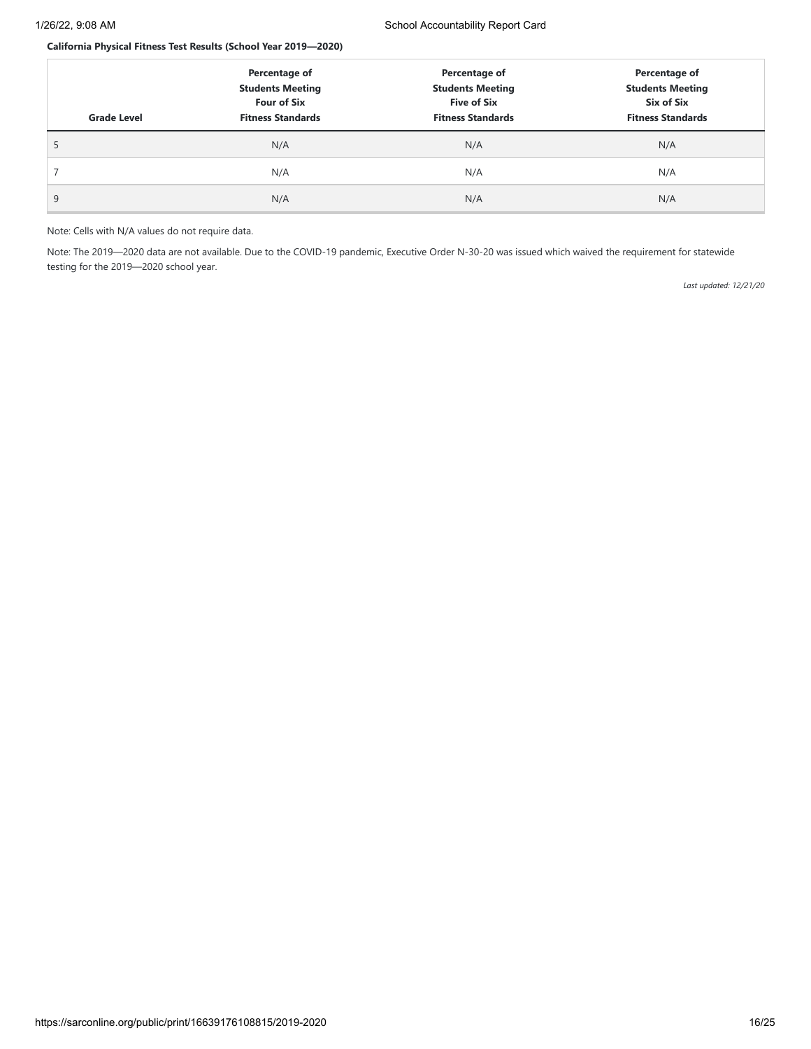**California Physical Fitness Test Results (School Year 2019—2020)**

| Grade Level | Percentage of Students Meeting Four of Six Fitness Standards | Percentage of Students Meeting Five of Six Fitness Standards | Percentage of Students Meeting Six of Six Fitness Standards |
|---|---|---|---|
| 5 | N/A | N/A | N/A |
| 7 | N/A | N/A | N/A |
| 9 | N/A | N/A | N/A |

Note: Cells with N/A values do not require data.

Note: The 2019—2020 data are not available. Due to the COVID-19 pandemic, Executive Order N-30-20 was issued which waived the requirement for statewide testing for the 2019—2020 school year.

*Last updated: 12/21/20*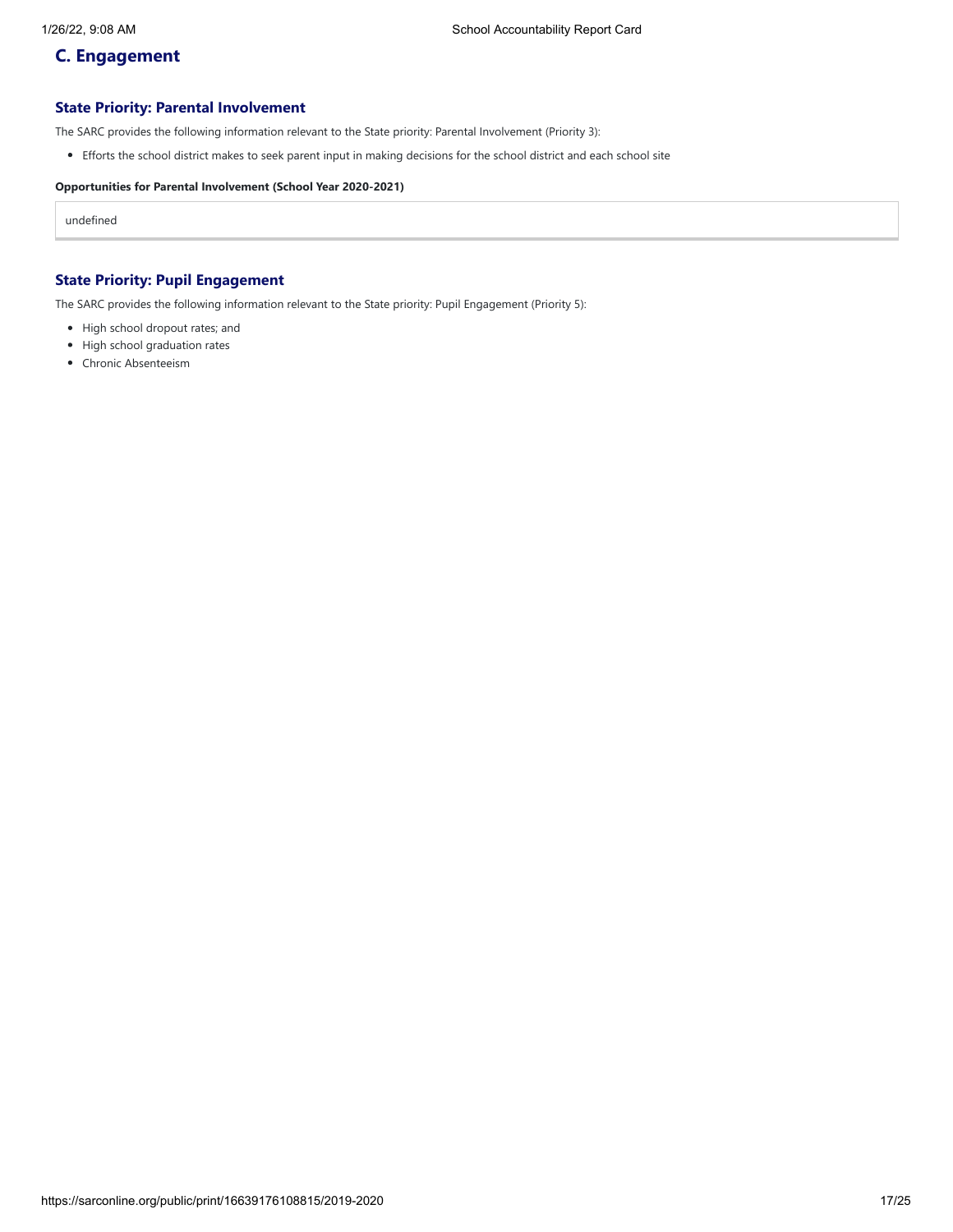## C. Engagement

### State Priority: Parental Involvement

The SARC provides the following information relevant to the State priority: Parental Involvement (Priority 3):

- Efforts the school district makes to seek parent input in making decisions for the school district and each school site

**Opportunities for Parental Involvement (School Year 2020-2021)**

| undefined |
|---|

### State Priority: Pupil Engagement

The SARC provides the following information relevant to the State priority: Pupil Engagement (Priority 5):

- High school dropout rates; and
- High school graduation rates
- Chronic Absenteeism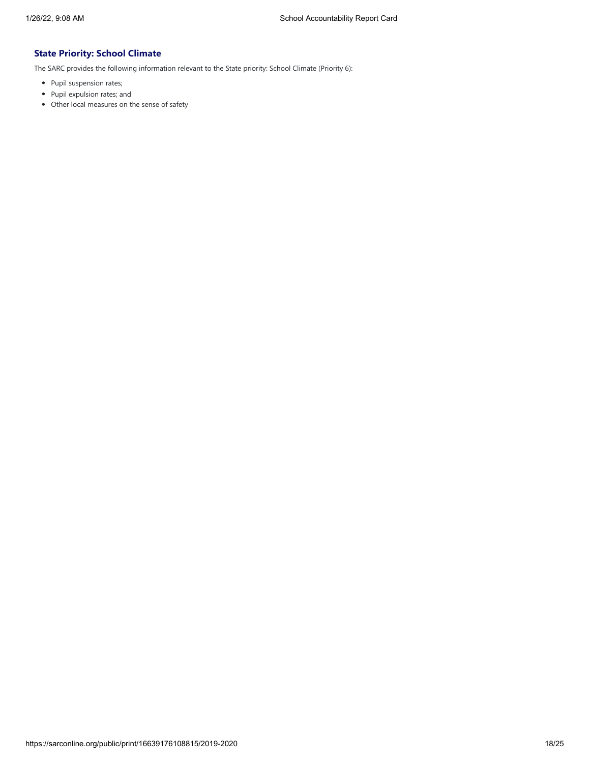### State Priority: School Climate

The SARC provides the following information relevant to the State priority: School Climate (Priority 6):

- Pupil suspension rates;
- Pupil expulsion rates; and
- Other local measures on the sense of safety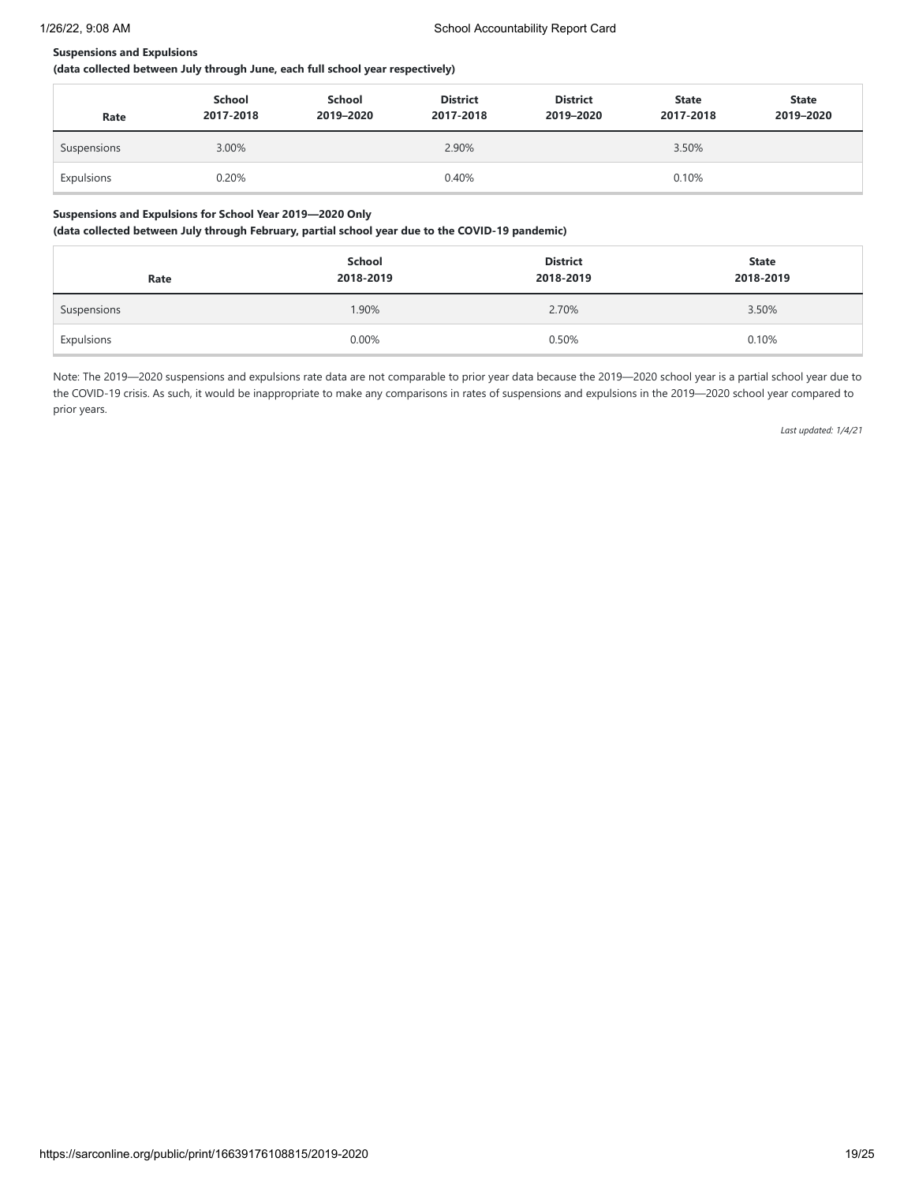**Suspensions and Expulsions**

**(data collected between July through June, each full school year respectively)**

| Rate | School 2017-2018 | School 2019–2020 | District 2017-2018 | District 2019–2020 | State 2017-2018 | State 2019–2020 |
|---|---|---|---|---|---|---|
| Suspensions | 3.00% | | 2.90% | | 3.50% | |
| Expulsions | 0.20% | | 0.40% | | 0.10% | |

**Suspensions and Expulsions for School Year 2019—2020 Only**

**(data collected between July through February, partial school year due to the COVID-19 pandemic)**

| Rate | School 2018-2019 | District 2018-2019 | State 2018-2019 |
|---|---|---|---|
| Suspensions | 1.90% | 2.70% | 3.50% |
| Expulsions | 0.00% | 0.50% | 0.10% |

Note: The 2019—2020 suspensions and expulsions rate data are not comparable to prior year data because the 2019—2020 school year is a partial school year due to the COVID-19 crisis. As such, it would be inappropriate to make any comparisons in rates of suspensions and expulsions in the 2019—2020 school year compared to prior years.

*Last updated: 1/4/21*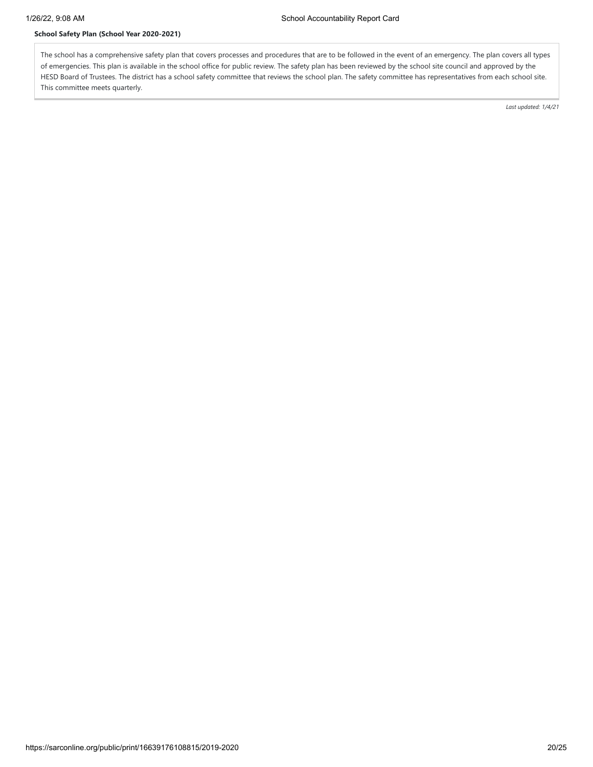**School Safety Plan (School Year 2020-2021)**

The school has a comprehensive safety plan that covers processes and procedures that are to be followed in the event of an emergency. The plan covers all types of emergencies. This plan is available in the school office for public review. The safety plan has been reviewed by the school site council and approved by the HESD Board of Trustees. The district has a school safety committee that reviews the school plan. The safety committee has representatives from each school site. This committee meets quarterly.

*Last updated: 1/4/21*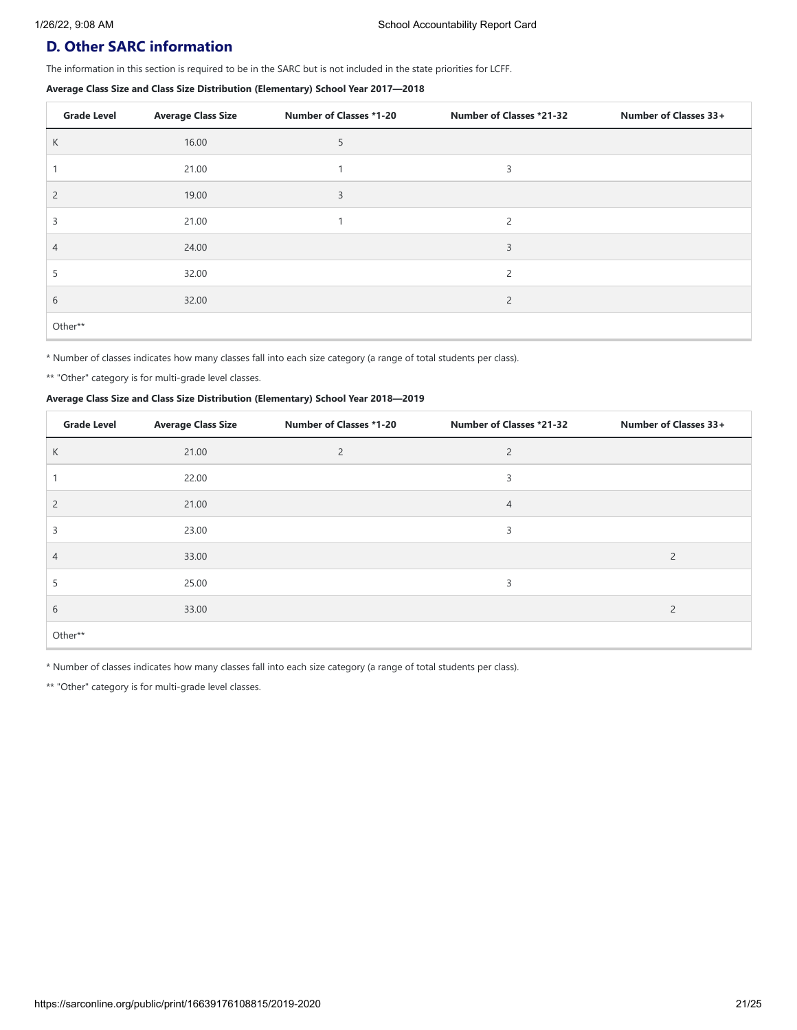## D. Other SARC information

The information in this section is required to be in the SARC but is not included in the state priorities for LCFF.

**Average Class Size and Class Size Distribution (Elementary) School Year 2017—2018**

| Grade Level | Average Class Size | Number of Classes *1-20 | Number of Classes *21-32 | Number of Classes 33+ |
|---|---|---|---|---|
| K | 16.00 | 5 | | |
| 1 | 21.00 | 1 | 3 | |
| 2 | 19.00 | 3 | | |
| 3 | 21.00 | 1 | 2 | |
| 4 | 24.00 | | 3 | |
| 5 | 32.00 | | 2 | |
| 6 | 32.00 | | 2 | |
| Other** | | | | |

* Number of classes indicates how many classes fall into each size category (a range of total students per class).

** "Other" category is for multi-grade level classes.

**Average Class Size and Class Size Distribution (Elementary) School Year 2018—2019**

| Grade Level | Average Class Size | Number of Classes *1-20 | Number of Classes *21-32 | Number of Classes 33+ |
|---|---|---|---|---|
| K | 21.00 | 2 | 2 | |
| 1 | 22.00 | | 3 | |
| 2 | 21.00 | | 4 | |
| 3 | 23.00 | | 3 | |
| 4 | 33.00 | | | 2 |
| 5 | 25.00 | | 3 | |
| 6 | 33.00 | | | 2 |
| Other** | | | | |

* Number of classes indicates how many classes fall into each size category (a range of total students per class).

** "Other" category is for multi-grade level classes.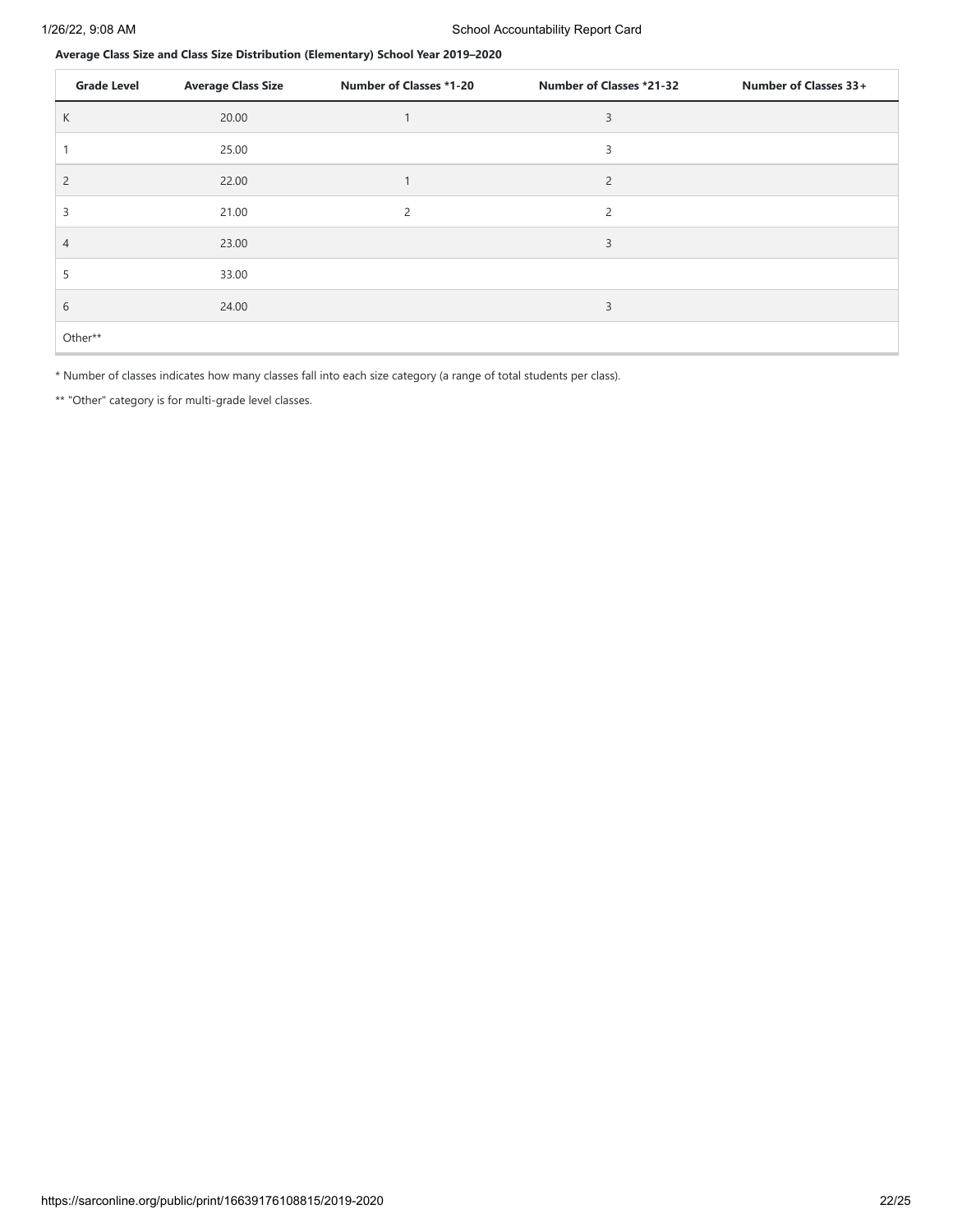**Average Class Size and Class Size Distribution (Elementary) School Year 2019–2020**

| Grade Level | Average Class Size | Number of Classes *1-20 | Number of Classes *21-32 | Number of Classes 33+ |
|---|---|---|---|---|
| K | 20.00 | 1 | 3 | |
| 1 | 25.00 | | 3 | |
| 2 | 22.00 | 1 | 2 | |
| 3 | 21.00 | 2 | 2 | |
| 4 | 23.00 | | 3 | |
| 5 | 33.00 | | | |
| 6 | 24.00 | | 3 | |
| Other** | | | | |

* Number of classes indicates how many classes fall into each size category (a range of total students per class).

** "Other" category is for multi-grade level classes.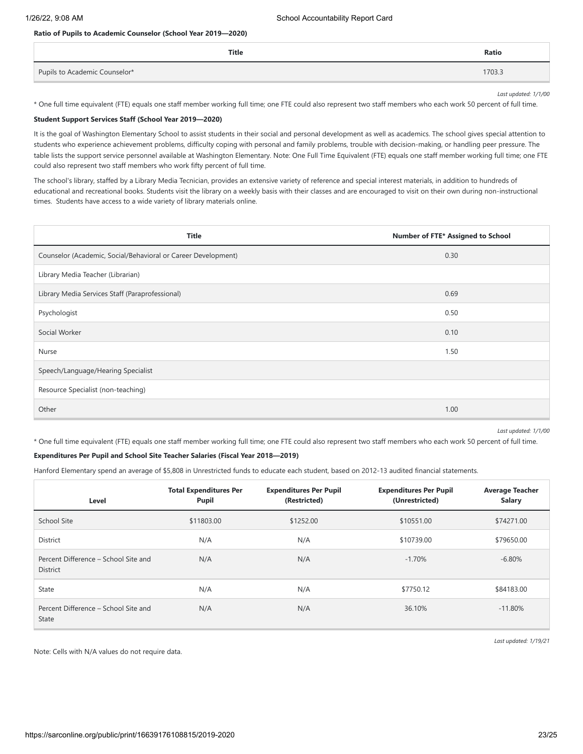**Ratio of Pupils to Academic Counselor (School Year 2019—2020)**

| Title | Ratio |
| --- | --- |
| Pupils to Academic Counselor* | 1703.3 |

*Last updated: 1/1/00*

* One full time equivalent (FTE) equals one staff member working full time; one FTE could also represent two staff members who each work 50 percent of full time.

**Student Support Services Staff (School Year 2019—2020)**

It is the goal of Washington Elementary School to assist students in their social and personal development as well as academics. The school gives special attention to students who experience achievement problems, difficulty coping with personal and family problems, trouble with decision-making, or handling peer pressure. The table lists the support service personnel available at Washington Elementary. Note: One Full Time Equivalent (FTE) equals one staff member working full time; one FTE could also represent two staff members who work fifty percent of full time.

The school's library, staffed by a Library Media Tecnician, provides an extensive variety of reference and special interest materials, in addition to hundreds of educational and recreational books. Students visit the library on a weekly basis with their classes and are encouraged to visit on their own during non-instructional times. Students have access to a wide variety of library materials online.

| Title | Number of FTE* Assigned to School |
| --- | --- |
| Counselor (Academic, Social/Behavioral or Career Development) | 0.30 |
| Library Media Teacher (Librarian) | |
| Library Media Services Staff (Paraprofessional) | 0.69 |
| Psychologist | 0.50 |
| Social Worker | 0.10 |
| Nurse | 1.50 |
| Speech/Language/Hearing Specialist | |
| Resource Specialist (non-teaching) | |
| Other | 1.00 |

*Last updated: 1/1/00*

* One full time equivalent (FTE) equals one staff member working full time; one FTE could also represent two staff members who each work 50 percent of full time.

**Expenditures Per Pupil and School Site Teacher Salaries (Fiscal Year 2018—2019)**

Hanford Elementary spend an average of $5,808 in Unrestricted funds to educate each student, based on 2012-13 audited financial statements.

| Level | Total Expenditures Per Pupil | Expenditures Per Pupil (Restricted) | Expenditures Per Pupil (Unrestricted) | Average Teacher Salary |
| --- | --- | --- | --- | --- |
| School Site | $11803.00 | $1252.00 | $10551.00 | $74271.00 |
| District | N/A | N/A | $10739.00 | $79650.00 |
| Percent Difference – School Site and District | N/A | N/A | -1.70% | -6.80% |
| State | N/A | N/A | $7750.12 | $84183.00 |
| Percent Difference – School Site and State | N/A | N/A | 36.10% | -11.80% |

*Last updated: 1/19/21*

Note: Cells with N/A values do not require data.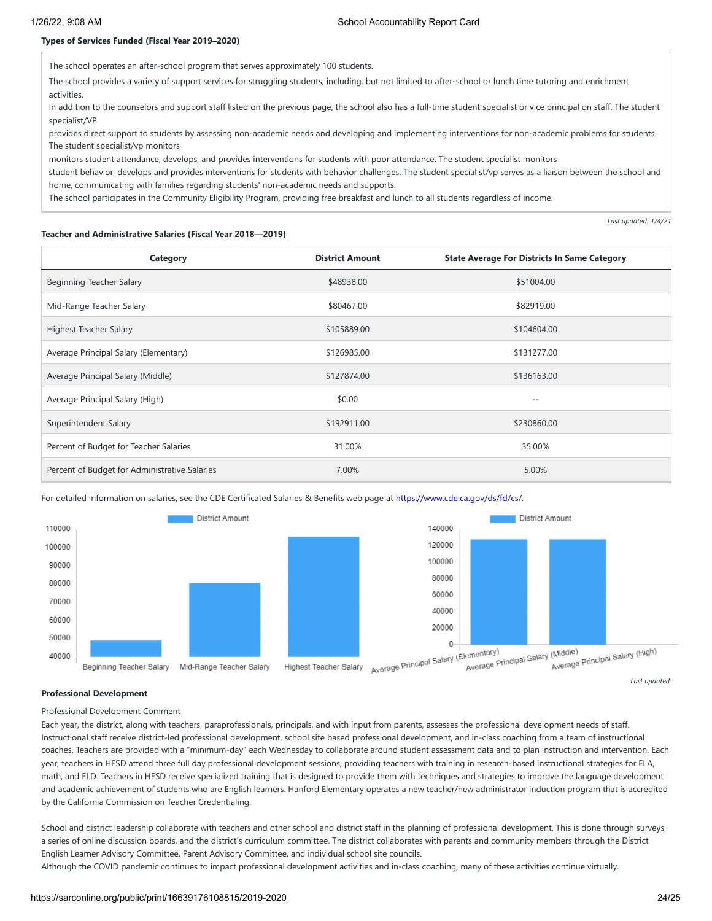**Types of Services Funded (Fiscal Year 2019–2020)**

The school operates an after-school program that serves approximately 100 students.

The school provides a variety of support services for struggling students, including, but not limited to after-school or lunch time tutoring and enrichment activities.

In addition to the counselors and support staff listed on the previous page, the school also has a full-time student specialist or vice principal on staff. The student specialist/VP
provides direct support to students by assessing non-academic needs and developing and implementing interventions for non-academic problems for students. The student specialist/vp monitors
monitors student attendance, develops, and provides interventions for students with poor attendance. The student specialist monitors
student behavior, develops and provides interventions for students with behavior challenges. The student specialist/vp serves as a liaison between the school and home, communicating with families regarding students' non-academic needs and supports.

The school participates in the Community Eligibility Program, providing free breakfast and lunch to all students regardless of income.

*Last updated: 1/4/21*

**Teacher and Administrative Salaries (Fiscal Year 2018—2019)**

| Category | District Amount | State Average For Districts In Same Category |
|---|---|---|
| Beginning Teacher Salary | $48938.00 | $51004.00 |
| Mid-Range Teacher Salary | $80467.00 | $82919.00 |
| Highest Teacher Salary | $105889.00 | $104604.00 |
| Average Principal Salary (Elementary) | $126985.00 | $131277.00 |
| Average Principal Salary (Middle) | $127874.00 | $136163.00 |
| Average Principal Salary (High) | $0.00 | -- |
| Superintendent Salary | $192911.00 | $230860.00 |
| Percent of Budget for Teacher Salaries | 31.00% | 35.00% |
| Percent of Budget for Administrative Salaries | 7.00% | 5.00% |

For detailed information on salaries, see the CDE Certificated Salaries & Benefits web page at https://www.cde.ca.gov/ds/fd/cs/.

*Last updated:*

**Professional Development**

Professional Development Comment

Each year, the district, along with teachers, paraprofessionals, principals, and with input from parents, assesses the professional development needs of staff. Instructional staff receive district-led professional development, school site based professional development, and in-class coaching from a team of instructional coaches. Teachers are provided with a "minimum-day" each Wednesday to collaborate around student assessment data and to plan instruction and intervention. Each year, teachers in HESD attend three full day professional development sessions, providing teachers with training in research-based instructional strategies for ELA, math, and ELD. Teachers in HESD receive specialized training that is designed to provide them with techniques and strategies to improve the language development and academic achievement of students who are English learners. Hanford Elementary operates a new teacher/new administrator induction program that is accredited by the California Commission on Teacher Credentialing.

School and district leadership collaborate with teachers and other school and district staff in the planning of professional development. This is done through surveys, a series of online discussion boards, and the district's curriculum committee. The district collaborates with parents and community members through the District English Learner Advisory Committee, Parent Advisory Committee, and individual school site councils.

Although the COVID pandemic continues to impact professional development activities and in-class coaching, many of these activities continue virtually.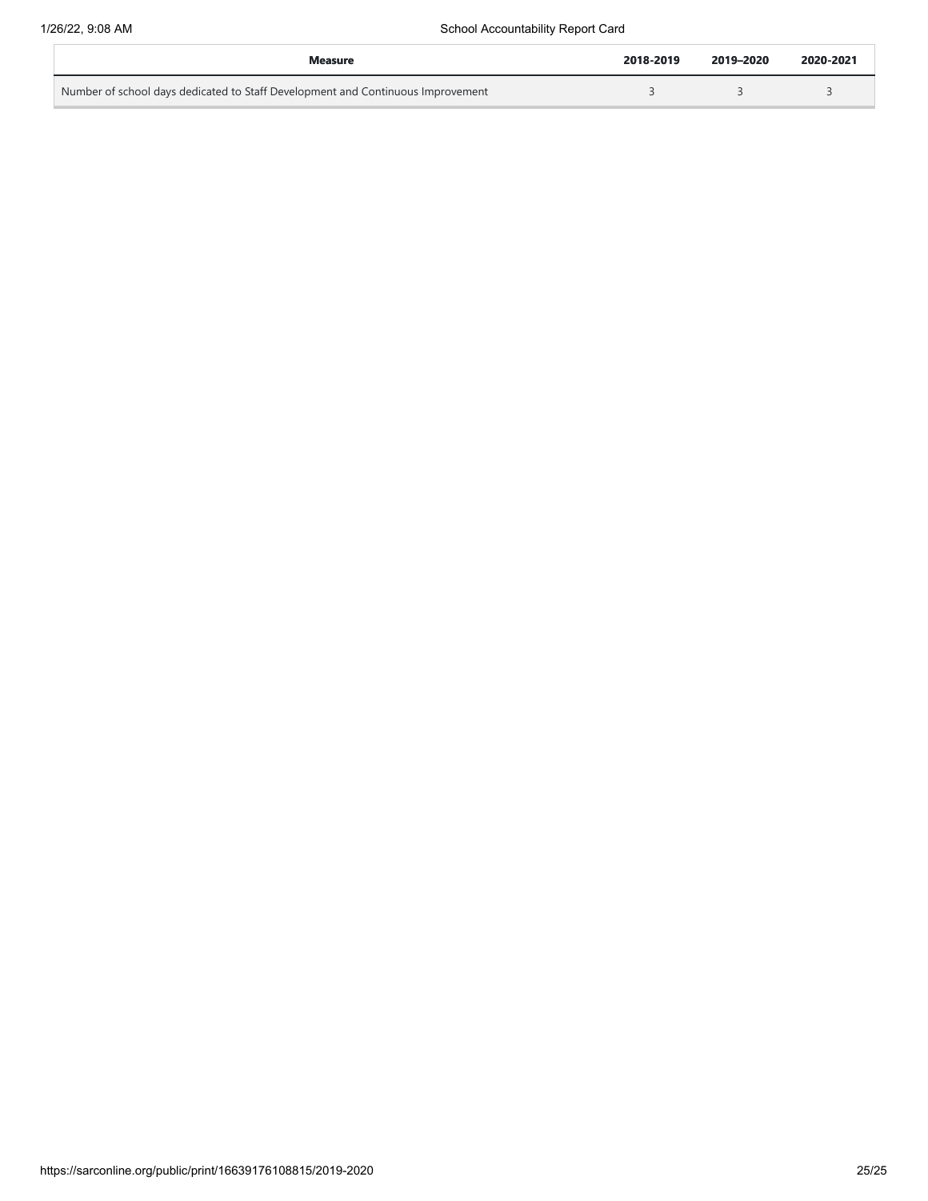| Measure | 2018-2019 | 2019–2020 | 2020-2021 |
|---|---|---|---|
| Number of school days dedicated to Staff Development and Continuous Improvement | 3 | 3 | 3 |